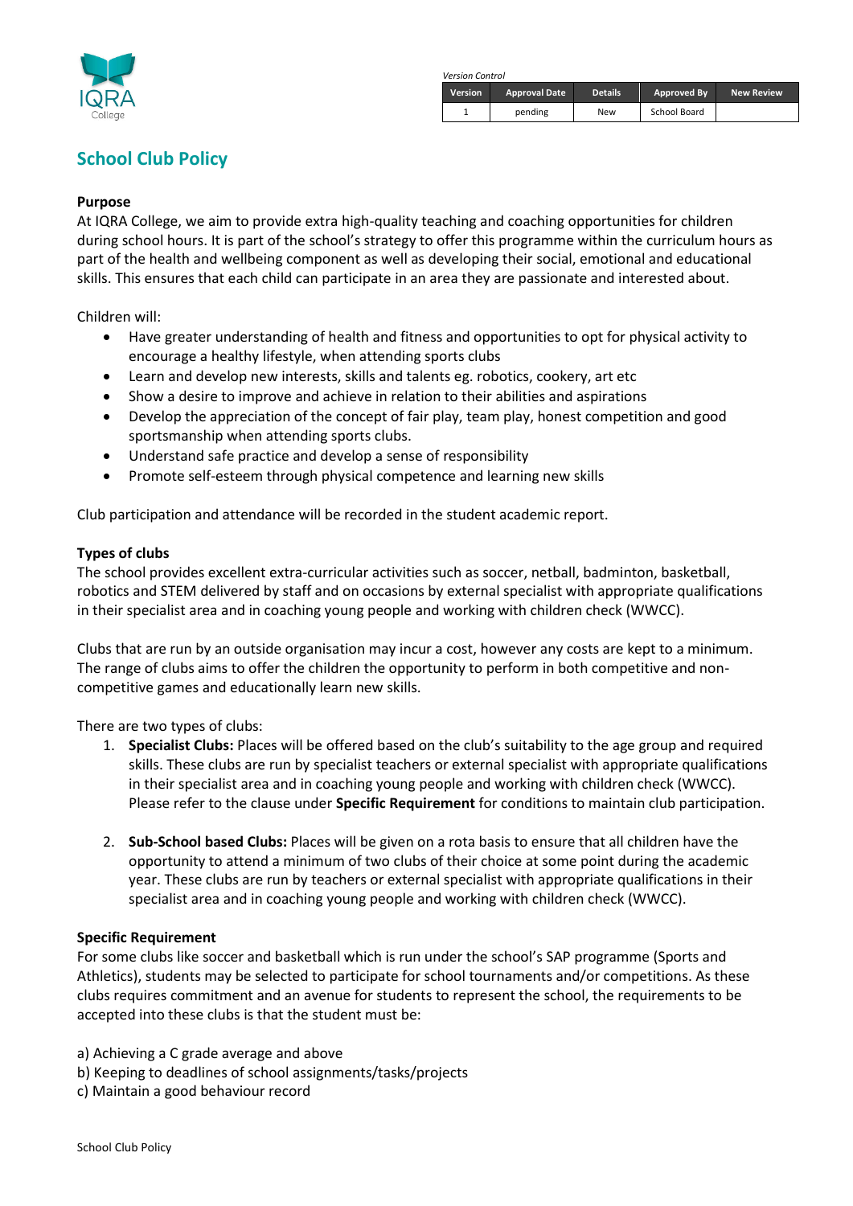*Version Control*

| Version | Approval Date | Details | Approved By | New Review |
|---|---|---|---|---|
| 1 | pending | New | School Board | |

# School Club Policy

**Purpose**

At IQRA College, we aim to provide extra high-quality teaching and coaching opportunities for children during school hours. It is part of the school's strategy to offer this programme within the curriculum hours as part of the health and wellbeing component as well as developing their social, emotional and educational skills. This ensures that each child can participate in an area they are passionate and interested about.

Children will:

- Have greater understanding of health and fitness and opportunities to opt for physical activity to encourage a healthy lifestyle, when attending sports clubs
- Learn and develop new interests, skills and talents eg. robotics, cookery, art etc
- Show a desire to improve and achieve in relation to their abilities and aspirations
- Develop the appreciation of the concept of fair play, team play, honest competition and good sportsmanship when attending sports clubs.
- Understand safe practice and develop a sense of responsibility
- Promote self-esteem through physical competence and learning new skills

Club participation and attendance will be recorded in the student academic report.

**Types of clubs**

The school provides excellent extra-curricular activities such as soccer, netball, badminton, basketball, robotics and STEM delivered by staff and on occasions by external specialist with appropriate qualifications in their specialist area and in coaching young people and working with children check (WWCC).

Clubs that are run by an outside organisation may incur a cost, however any costs are kept to a minimum. The range of clubs aims to offer the children the opportunity to perform in both competitive and non-competitive games and educationally learn new skills.

There are two types of clubs:

1. **Specialist Clubs:** Places will be offered based on the club's suitability to the age group and required skills. These clubs are run by specialist teachers or external specialist with appropriate qualifications in their specialist area and in coaching young people and working with children check (WWCC). Please refer to the clause under **Specific Requirement** for conditions to maintain club participation.

2. **Sub-School based Clubs:** Places will be given on a rota basis to ensure that all children have the opportunity to attend a minimum of two clubs of their choice at some point during the academic year. These clubs are run by teachers or external specialist with appropriate qualifications in their specialist area and in coaching young people and working with children check (WWCC).

**Specific Requirement**

For some clubs like soccer and basketball which is run under the school's SAP programme (Sports and Athletics), students may be selected to participate for school tournaments and/or competitions. As these clubs requires commitment and an avenue for students to represent the school, the requirements to be accepted into these clubs is that the student must be:

a) Achieving a C grade average and above
b) Keeping to deadlines of school assignments/tasks/projects
c) Maintain a good behaviour record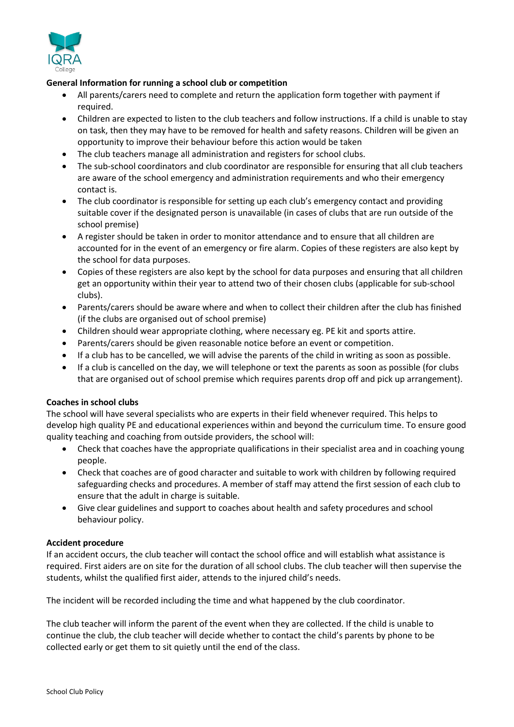**General Information for running a school club or competition**

- All parents/carers need to complete and return the application form together with payment if required.
- Children are expected to listen to the club teachers and follow instructions. If a child is unable to stay on task, then they may have to be removed for health and safety reasons. Children will be given an opportunity to improve their behaviour before this action would be taken
- The club teachers manage all administration and registers for school clubs.
- The sub-school coordinators and club coordinator are responsible for ensuring that all club teachers are aware of the school emergency and administration requirements and who their emergency contact is.
- The club coordinator is responsible for setting up each club's emergency contact and providing suitable cover if the designated person is unavailable (in cases of clubs that are run outside of the school premise)
- A register should be taken in order to monitor attendance and to ensure that all children are accounted for in the event of an emergency or fire alarm. Copies of these registers are also kept by the school for data purposes.
- Copies of these registers are also kept by the school for data purposes and ensuring that all children get an opportunity within their year to attend two of their chosen clubs (applicable for sub-school clubs).
- Parents/carers should be aware where and when to collect their children after the club has finished (if the clubs are organised out of school premise)
- Children should wear appropriate clothing, where necessary eg. PE kit and sports attire.
- Parents/carers should be given reasonable notice before an event or competition.
- If a club has to be cancelled, we will advise the parents of the child in writing as soon as possible.
- If a club is cancelled on the day, we will telephone or text the parents as soon as possible (for clubs that are organised out of school premise which requires parents drop off and pick up arrangement).

**Coaches in school clubs**

The school will have several specialists who are experts in their field whenever required. This helps to develop high quality PE and educational experiences within and beyond the curriculum time. To ensure good quality teaching and coaching from outside providers, the school will:

- Check that coaches have the appropriate qualifications in their specialist area and in coaching young people.
- Check that coaches are of good character and suitable to work with children by following required safeguarding checks and procedures. A member of staff may attend the first session of each club to ensure that the adult in charge is suitable.
- Give clear guidelines and support to coaches about health and safety procedures and school behaviour policy.

**Accident procedure**

If an accident occurs, the club teacher will contact the school office and will establish what assistance is required. First aiders are on site for the duration of all school clubs. The club teacher will then supervise the students, whilst the qualified first aider, attends to the injured child's needs.

The incident will be recorded including the time and what happened by the club coordinator.

The club teacher will inform the parent of the event when they are collected. If the child is unable to continue the club, the club teacher will decide whether to contact the child's parents by phone to be collected early or get them to sit quietly until the end of the class.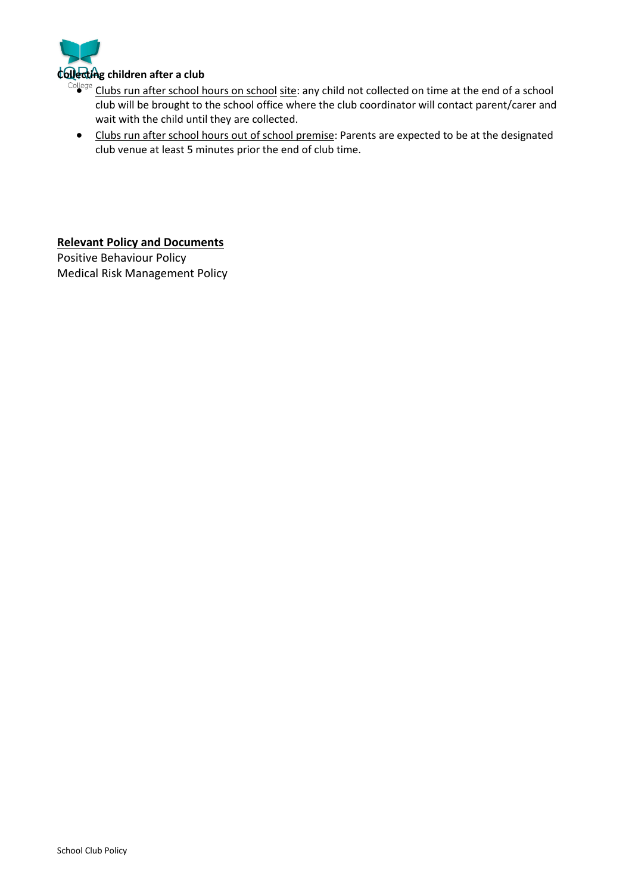**Collecting children after a club**

- Clubs run after school hours on school site: any child not collected on time at the end of a school club will be brought to the school office where the club coordinator will contact parent/carer and wait with the child until they are collected.
- Clubs run after school hours out of school premise: Parents are expected to be at the designated club venue at least 5 minutes prior the end of club time.

**Relevant Policy and Documents**

Positive Behaviour Policy
Medical Risk Management Policy